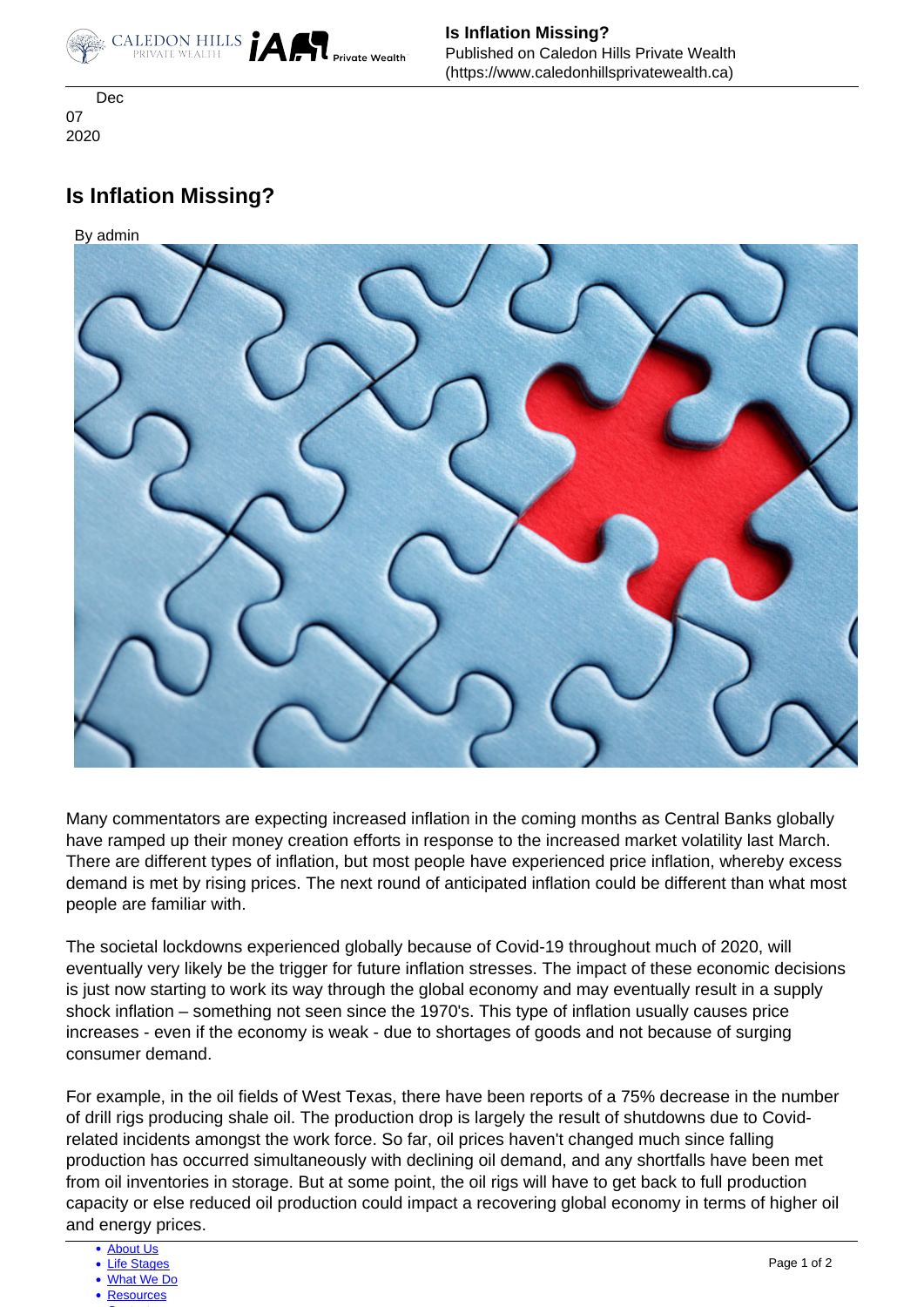Dec
07
2020

# Is Inflation Missing?

By admin

Many commentators are expecting increased inflation in the coming months as Central Banks globally have ramped up their money creation efforts in response to the increased market volatility last March. There are different types of inflation, but most people have experienced price inflation, whereby excess demand is met by rising prices. The next round of anticipated inflation could be different than what most people are familiar with.

The societal lockdowns experienced globally because of Covid-19 throughout much of 2020, will eventually very likely be the trigger for future inflation stresses. The impact of these economic decisions is just now starting to work its way through the global economy and may eventually result in a supply shock inflation – something not seen since the 1970's. This type of inflation usually causes price increases - even if the economy is weak - due to shortages of goods and not because of surging consumer demand.

For example, in the oil fields of West Texas, there have been reports of a 75% decrease in the number of drill rigs producing shale oil. The production drop is largely the result of shutdowns due to Covid-related incidents amongst the work force. So far, oil prices haven't changed much since falling production has occurred simultaneously with declining oil demand, and any shortfalls have been met from oil inventories in storage. But at some point, the oil rigs will have to get back to full production capacity or else reduced oil production could impact a recovering global economy in terms of higher oil and energy prices.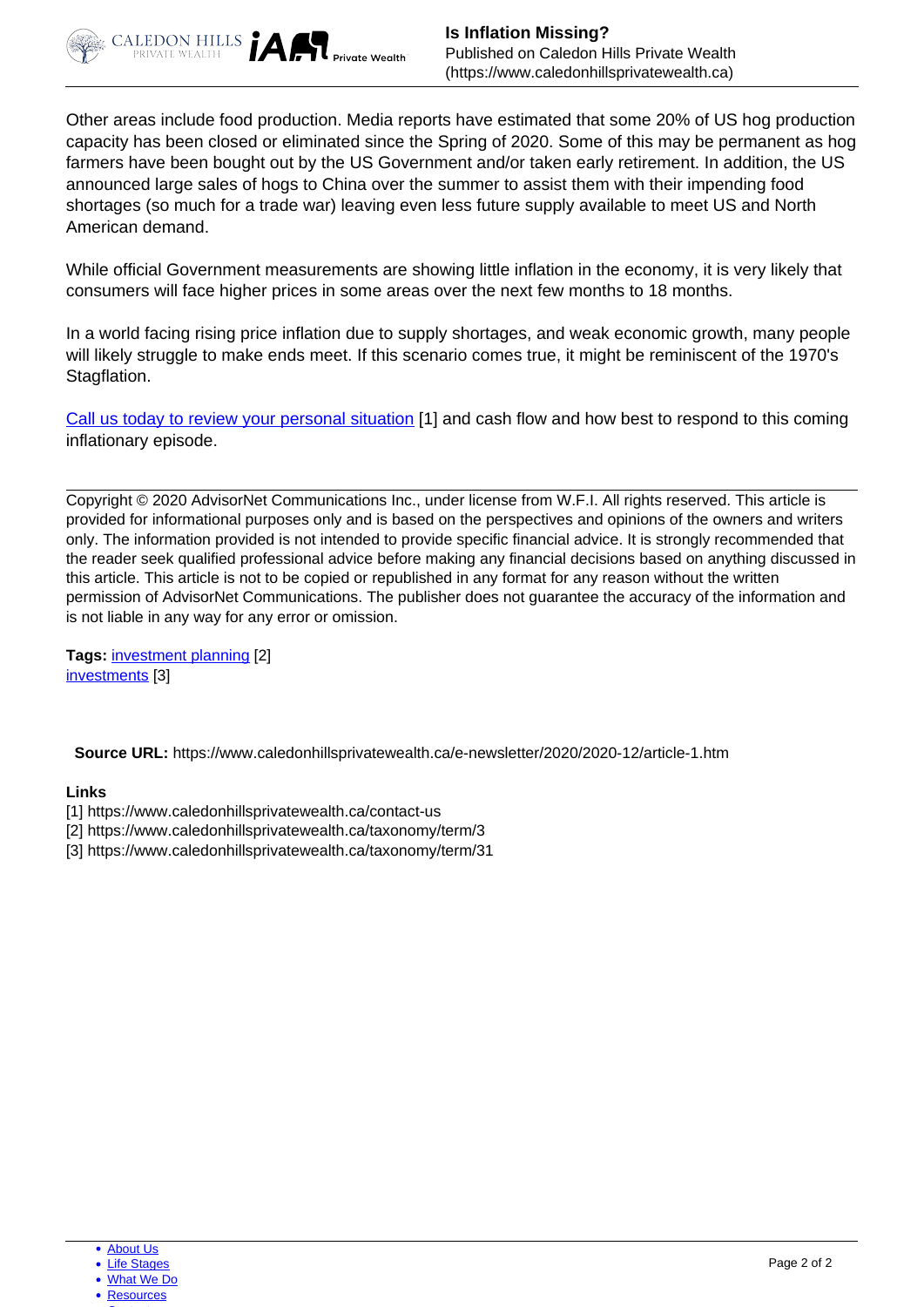Other areas include food production. Media reports have estimated that some 20% of US hog production capacity has been closed or eliminated since the Spring of 2020. Some of this may be permanent as hog farmers have been bought out by the US Government and/or taken early retirement. In addition, the US announced large sales of hogs to China over the summer to assist them with their impending food shortages (so much for a trade war) leaving even less future supply available to meet US and North American demand.

While official Government measurements are showing little inflation in the economy, it is very likely that consumers will face higher prices in some areas over the next few months to 18 months.

In a world facing rising price inflation due to supply shortages, and weak economic growth, many people will likely struggle to make ends meet. If this scenario comes true, it might be reminiscent of the 1970's Stagflation.

Call us today to review your personal situation [1] and cash flow and how best to respond to this coming inflationary episode.

---

Copyright © 2020 AdvisorNet Communications Inc., under license from W.F.I. All rights reserved. This article is provided for informational purposes only and is based on the perspectives and opinions of the owners and writers only. The information provided is not intended to provide specific financial advice. It is strongly recommended that the reader seek qualified professional advice before making any financial decisions based on anything discussed in this article. This article is not to be copied or republished in any format for any reason without the written permission of AdvisorNet Communications. The publisher does not guarantee the accuracy of the information and is not liable in any way for any error or omission.

**Tags:** investment planning [2]
investments [3]

**Source URL:** https://www.caledonhillsprivatewealth.ca/e-newsletter/2020/2020-12/article-1.htm

**Links**

[1] https://www.caledonhillsprivatewealth.ca/contact-us
[2] https://www.caledonhillsprivatewealth.ca/taxonomy/term/3
[3] https://www.caledonhillsprivatewealth.ca/taxonomy/term/31

- About Us
- Life Stages
- What We Do
- Resources